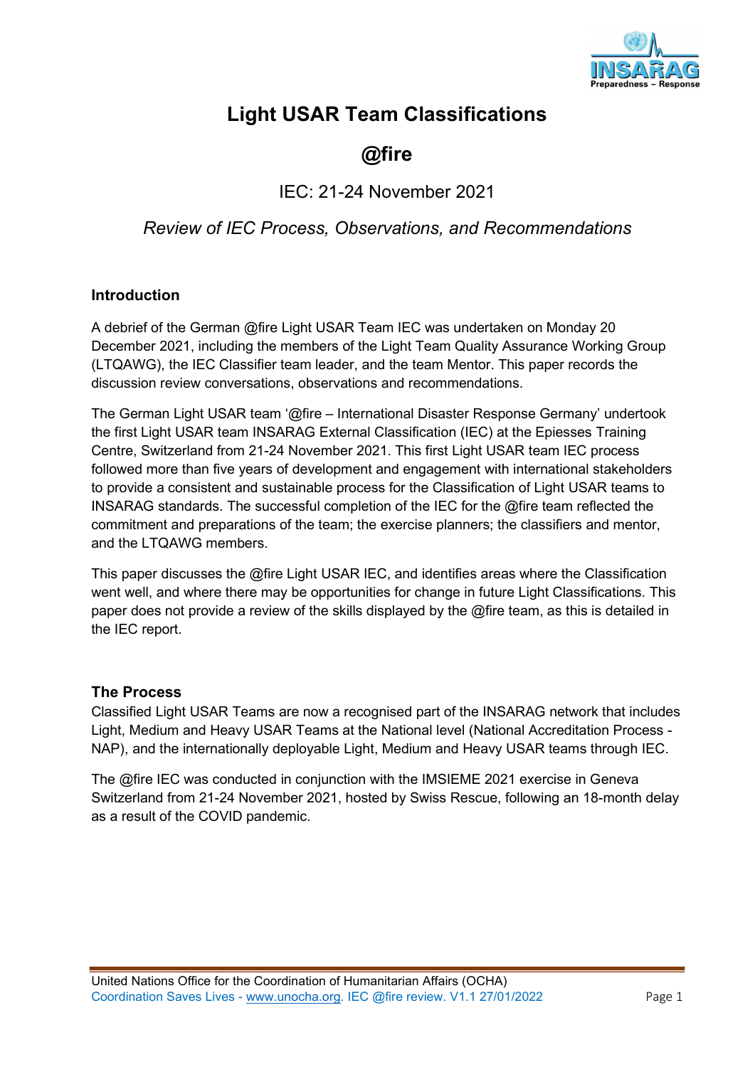# Light USAR Team Classifications

## @fire

IEC: 21-24 November 2021

*Review of IEC Process, Observations, and Recommendations*

### Introduction

A debrief of the German @fire Light USAR Team IEC was undertaken on Monday 20 December 2021, including the members of the Light Team Quality Assurance Working Group (LTQAWG), the IEC Classifier team leader, and the team Mentor. This paper records the discussion review conversations, observations and recommendations.

The German Light USAR team '@fire – International Disaster Response Germany' undertook the first Light USAR team INSARAG External Classification (IEC) at the Epiesses Training Centre, Switzerland from 21-24 November 2021. This first Light USAR team IEC process followed more than five years of development and engagement with international stakeholders to provide a consistent and sustainable process for the Classification of Light USAR teams to INSARAG standards. The successful completion of the IEC for the @fire team reflected the commitment and preparations of the team; the exercise planners; the classifiers and mentor, and the LTQAWG members.

This paper discusses the @fire Light USAR IEC, and identifies areas where the Classification went well, and where there may be opportunities for change in future Light Classifications. This paper does not provide a review of the skills displayed by the @fire team, as this is detailed in the IEC report.

### The Process

Classified Light USAR Teams are now a recognised part of the INSARAG network that includes Light, Medium and Heavy USAR Teams at the National level (National Accreditation Process - NAP), and the internationally deployable Light, Medium and Heavy USAR teams through IEC.

The @fire IEC was conducted in conjunction with the IMSIEME 2021 exercise in Geneva Switzerland from 21-24 November 2021, hosted by Swiss Rescue, following an 18-month delay as a result of the COVID pandemic.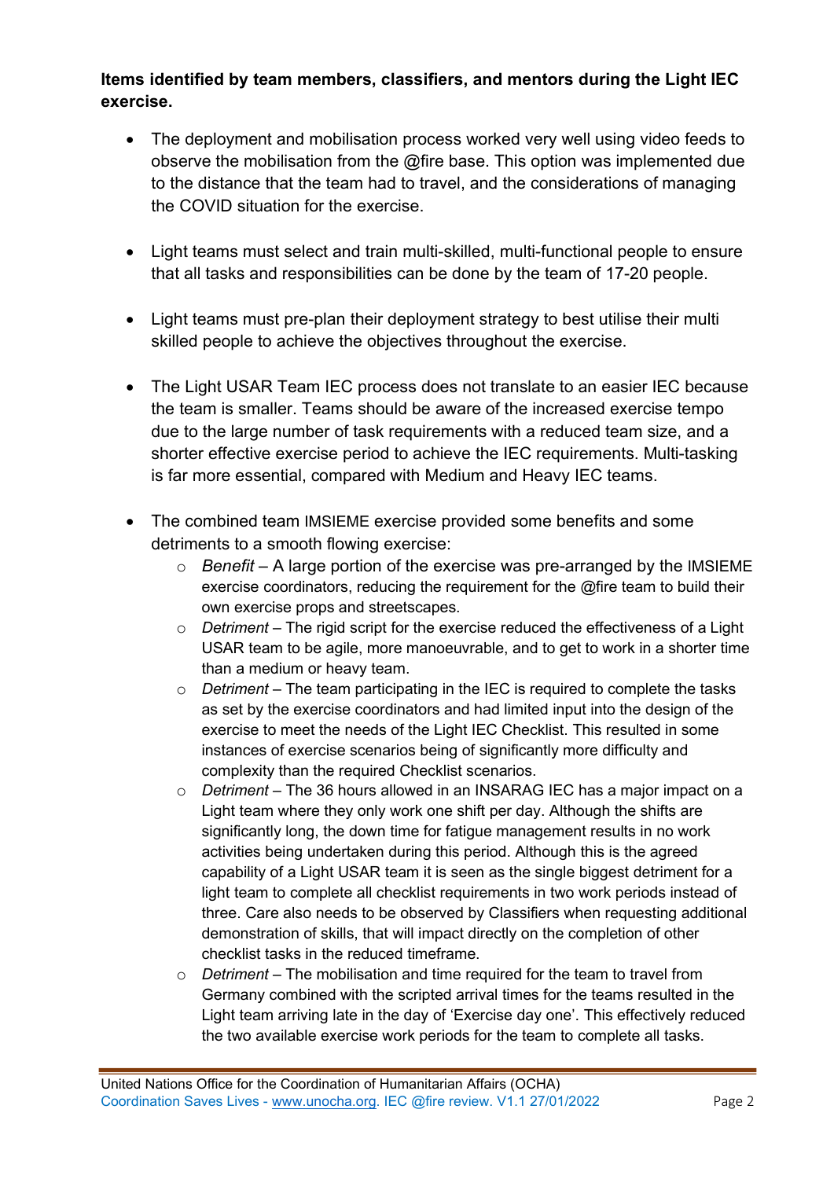**Items identified by team members, classifiers, and mentors during the Light IEC exercise.**

- The deployment and mobilisation process worked very well using video feeds to observe the mobilisation from the @fire base. This option was implemented due to the distance that the team had to travel, and the considerations of managing the COVID situation for the exercise.

- Light teams must select and train multi-skilled, multi-functional people to ensure that all tasks and responsibilities can be done by the team of 17-20 people.

- Light teams must pre-plan their deployment strategy to best utilise their multi skilled people to achieve the objectives throughout the exercise.

- The Light USAR Team IEC process does not translate to an easier IEC because the team is smaller. Teams should be aware of the increased exercise tempo due to the large number of task requirements with a reduced team size, and a shorter effective exercise period to achieve the IEC requirements. Multi-tasking is far more essential, compared with Medium and Heavy IEC teams.

- The combined team IMSIEME exercise provided some benefits and some detriments to a smooth flowing exercise:
  - *Benefit* – A large portion of the exercise was pre-arranged by the IMSIEME exercise coordinators, reducing the requirement for the @fire team to build their own exercise props and streetscapes.
  - *Detriment* – The rigid script for the exercise reduced the effectiveness of a Light USAR team to be agile, more manoeuvrable, and to get to work in a shorter time than a medium or heavy team.
  - *Detriment* – The team participating in the IEC is required to complete the tasks as set by the exercise coordinators and had limited input into the design of the exercise to meet the needs of the Light IEC Checklist. This resulted in some instances of exercise scenarios being of significantly more difficulty and complexity than the required Checklist scenarios.
  - *Detriment* – The 36 hours allowed in an INSARAG IEC has a major impact on a Light team where they only work one shift per day. Although the shifts are significantly long, the down time for fatigue management results in no work activities being undertaken during this period. Although this is the agreed capability of a Light USAR team it is seen as the single biggest detriment for a light team to complete all checklist requirements in two work periods instead of three. Care also needs to be observed by Classifiers when requesting additional demonstration of skills, that will impact directly on the completion of other checklist tasks in the reduced timeframe.
  - *Detriment* – The mobilisation and time required for the team to travel from Germany combined with the scripted arrival times for the teams resulted in the Light team arriving late in the day of 'Exercise day one'. This effectively reduced the two available exercise work periods for the team to complete all tasks.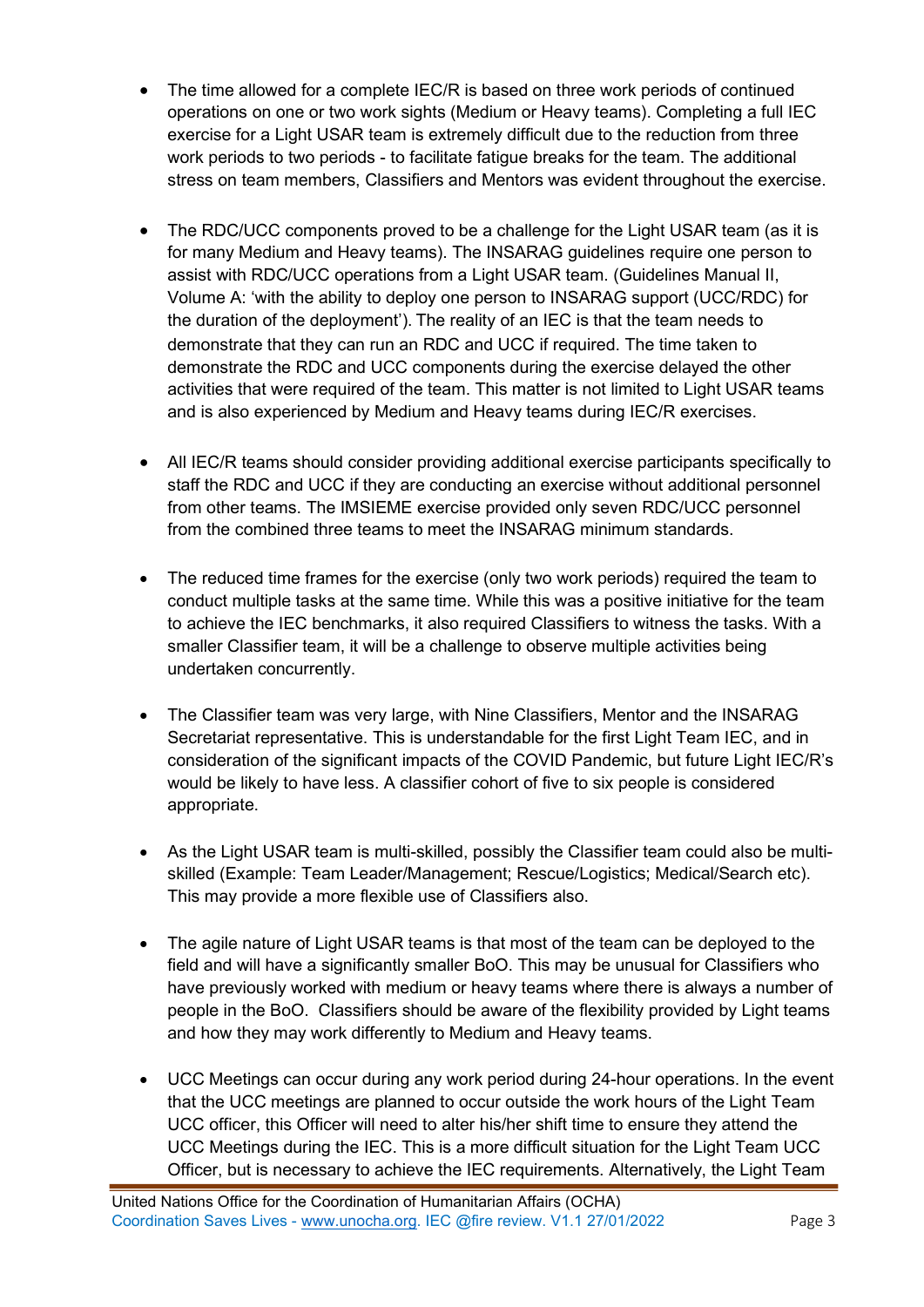- The time allowed for a complete IEC/R is based on three work periods of continued operations on one or two work sights (Medium or Heavy teams). Completing a full IEC exercise for a Light USAR team is extremely difficult due to the reduction from three work periods to two periods - to facilitate fatigue breaks for the team. The additional stress on team members, Classifiers and Mentors was evident throughout the exercise.

- The RDC/UCC components proved to be a challenge for the Light USAR team (as it is for many Medium and Heavy teams). The INSARAG guidelines require one person to assist with RDC/UCC operations from a Light USAR team. (Guidelines Manual II, Volume A: 'with the ability to deploy one person to INSARAG support (UCC/RDC) for the duration of the deployment'). The reality of an IEC is that the team needs to demonstrate that they can run an RDC and UCC if required. The time taken to demonstrate the RDC and UCC components during the exercise delayed the other activities that were required of the team. This matter is not limited to Light USAR teams and is also experienced by Medium and Heavy teams during IEC/R exercises.

- All IEC/R teams should consider providing additional exercise participants specifically to staff the RDC and UCC if they are conducting an exercise without additional personnel from other teams. The IMSIEME exercise provided only seven RDC/UCC personnel from the combined three teams to meet the INSARAG minimum standards.

- The reduced time frames for the exercise (only two work periods) required the team to conduct multiple tasks at the same time. While this was a positive initiative for the team to achieve the IEC benchmarks, it also required Classifiers to witness the tasks. With a smaller Classifier team, it will be a challenge to observe multiple activities being undertaken concurrently.

- The Classifier team was very large, with Nine Classifiers, Mentor and the INSARAG Secretariat representative. This is understandable for the first Light Team IEC, and in consideration of the significant impacts of the COVID Pandemic, but future Light IEC/R's would be likely to have less. A classifier cohort of five to six people is considered appropriate.

- As the Light USAR team is multi-skilled, possibly the Classifier team could also be multi-skilled (Example: Team Leader/Management; Rescue/Logistics; Medical/Search etc). This may provide a more flexible use of Classifiers also.

- The agile nature of Light USAR teams is that most of the team can be deployed to the field and will have a significantly smaller BoO. This may be unusual for Classifiers who have previously worked with medium or heavy teams where there is always a number of people in the BoO. Classifiers should be aware of the flexibility provided by Light teams and how they may work differently to Medium and Heavy teams.

- UCC Meetings can occur during any work period during 24-hour operations. In the event that the UCC meetings are planned to occur outside the work hours of the Light Team UCC officer, this Officer will need to alter his/her shift time to ensure they attend the UCC Meetings during the IEC. This is a more difficult situation for the Light Team UCC Officer, but is necessary to achieve the IEC requirements. Alternatively, the Light Team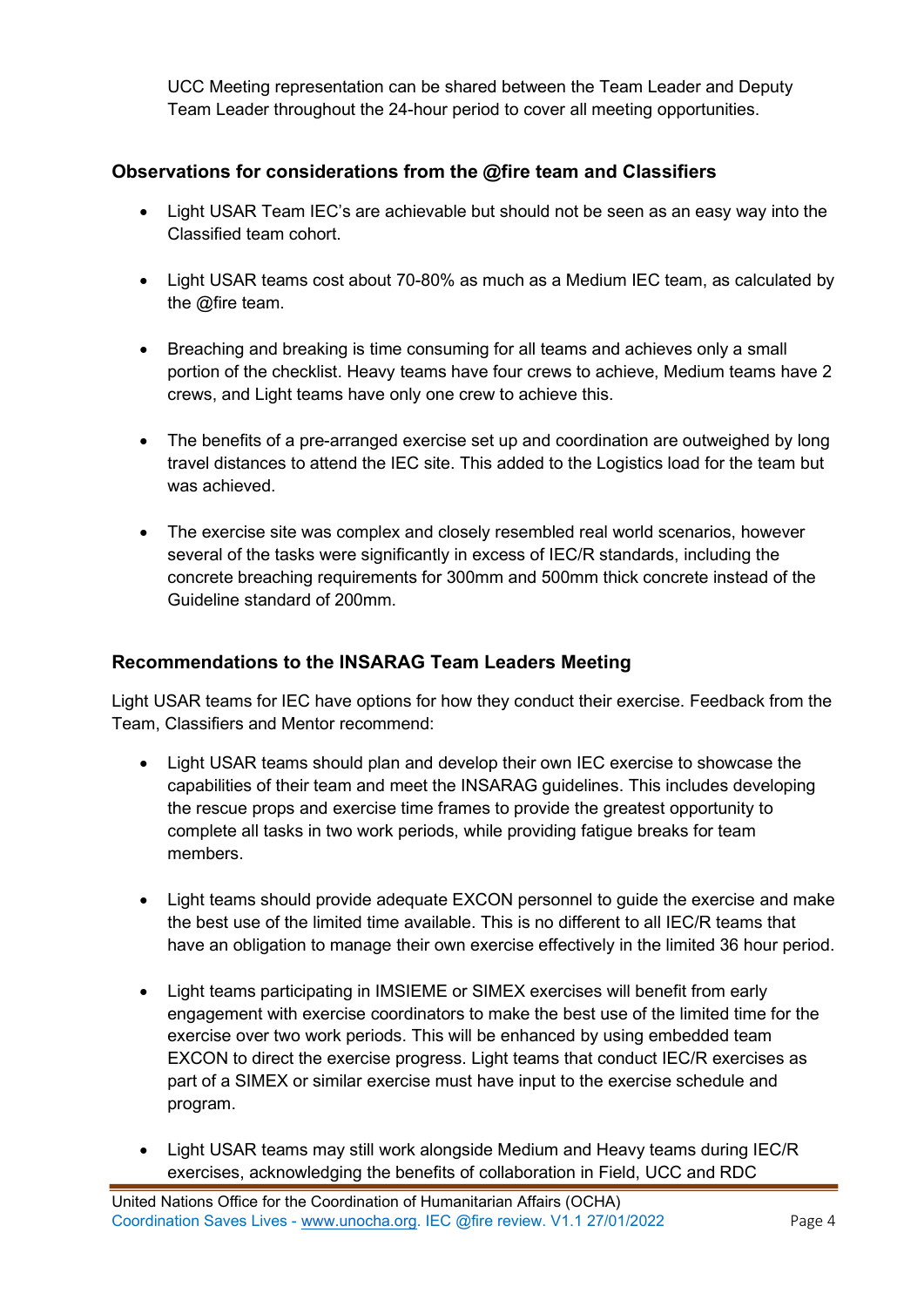UCC Meeting representation can be shared between the Team Leader and Deputy Team Leader throughout the 24-hour period to cover all meeting opportunities.

### Observations for considerations from the @fire team and Classifiers

- Light USAR Team IEC's are achievable but should not be seen as an easy way into the Classified team cohort.

- Light USAR teams cost about 70-80% as much as a Medium IEC team, as calculated by the @fire team.

- Breaching and breaking is time consuming for all teams and achieves only a small portion of the checklist. Heavy teams have four crews to achieve, Medium teams have 2 crews, and Light teams have only one crew to achieve this.

- The benefits of a pre-arranged exercise set up and coordination are outweighed by long travel distances to attend the IEC site. This added to the Logistics load for the team but was achieved.

- The exercise site was complex and closely resembled real world scenarios, however several of the tasks were significantly in excess of IEC/R standards, including the concrete breaching requirements for 300mm and 500mm thick concrete instead of the Guideline standard of 200mm.

### Recommendations to the INSARAG Team Leaders Meeting

Light USAR teams for IEC have options for how they conduct their exercise. Feedback from the Team, Classifiers and Mentor recommend:

- Light USAR teams should plan and develop their own IEC exercise to showcase the capabilities of their team and meet the INSARAG guidelines. This includes developing the rescue props and exercise time frames to provide the greatest opportunity to complete all tasks in two work periods, while providing fatigue breaks for team members.

- Light teams should provide adequate EXCON personnel to guide the exercise and make the best use of the limited time available. This is no different to all IEC/R teams that have an obligation to manage their own exercise effectively in the limited 36 hour period.

- Light teams participating in IMSIEME or SIMEX exercises will benefit from early engagement with exercise coordinators to make the best use of the limited time for the exercise over two work periods. This will be enhanced by using embedded team EXCON to direct the exercise progress. Light teams that conduct IEC/R exercises as part of a SIMEX or similar exercise must have input to the exercise schedule and program.

- Light USAR teams may still work alongside Medium and Heavy teams during IEC/R exercises, acknowledging the benefits of collaboration in Field, UCC and RDC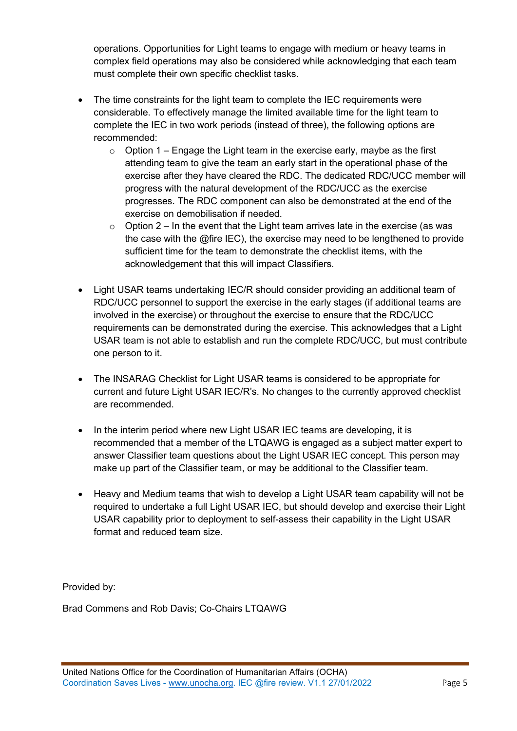operations. Opportunities for Light teams to engage with medium or heavy teams in complex field operations may also be considered while acknowledging that each team must complete their own specific checklist tasks.

- The time constraints for the light team to complete the IEC requirements were considerable. To effectively manage the limited available time for the light team to complete the IEC in two work periods (instead of three), the following options are recommended:
  - Option 1 – Engage the Light team in the exercise early, maybe as the first attending team to give the team an early start in the operational phase of the exercise after they have cleared the RDC. The dedicated RDC/UCC member will progress with the natural development of the RDC/UCC as the exercise progresses. The RDC component can also be demonstrated at the end of the exercise on demobilisation if needed.
  - Option 2 – In the event that the Light team arrives late in the exercise (as was the case with the @fire IEC), the exercise may need to be lengthened to provide sufficient time for the team to demonstrate the checklist items, with the acknowledgement that this will impact Classifiers.

- Light USAR teams undertaking IEC/R should consider providing an additional team of RDC/UCC personnel to support the exercise in the early stages (if additional teams are involved in the exercise) or throughout the exercise to ensure that the RDC/UCC requirements can be demonstrated during the exercise. This acknowledges that a Light USAR team is not able to establish and run the complete RDC/UCC, but must contribute one person to it.

- The INSARAG Checklist for Light USAR teams is considered to be appropriate for current and future Light USAR IEC/R's. No changes to the currently approved checklist are recommended.

- In the interim period where new Light USAR IEC teams are developing, it is recommended that a member of the LTQAWG is engaged as a subject matter expert to answer Classifier team questions about the Light USAR IEC concept. This person may make up part of the Classifier team, or may be additional to the Classifier team.

- Heavy and Medium teams that wish to develop a Light USAR team capability will not be required to undertake a full Light USAR IEC, but should develop and exercise their Light USAR capability prior to deployment to self-assess their capability in the Light USAR format and reduced team size.

Provided by:

Brad Commens and Rob Davis; Co-Chairs LTQAWG